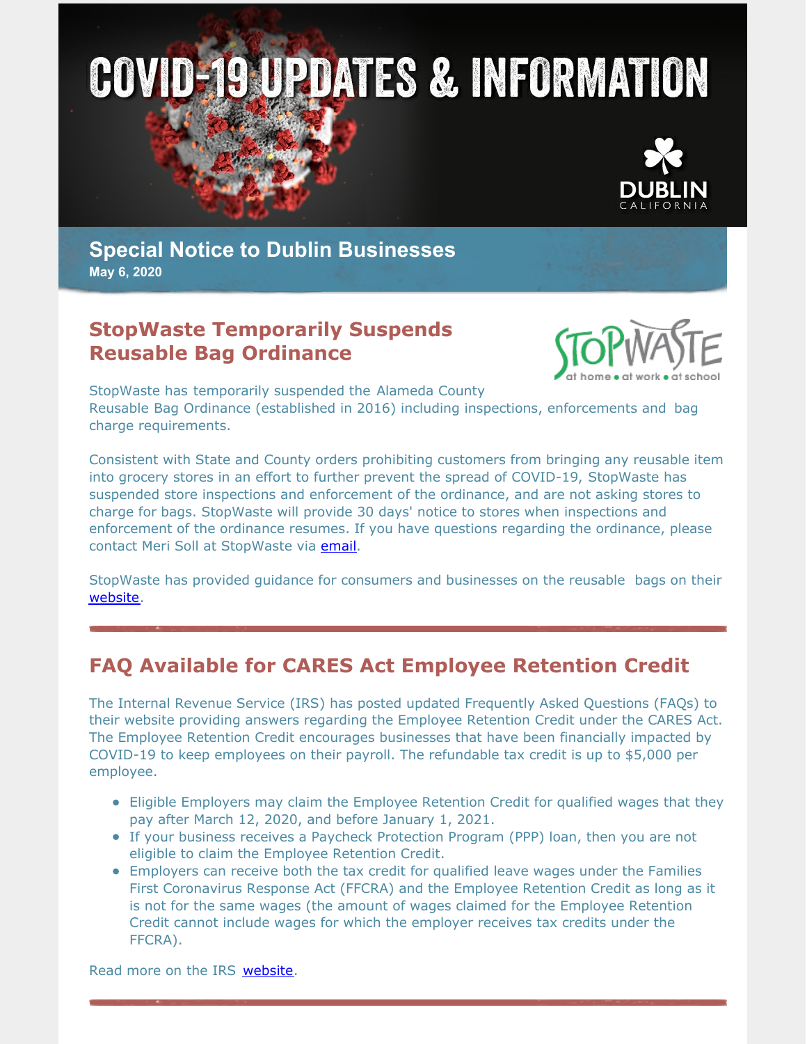# COVID-19 UPDATES & INFORMATION

DUBLIN CALIFORNIA

## Special Notice to Dublin Businesses

**May 6, 2020**

## StopWaste Temporarily Suspends Reusable Bag Ordinance

StopWaste has temporarily suspended the Alameda County Reusable Bag Ordinance (established in 2016) including inspections, enforcements and bag charge requirements.

Consistent with State and County orders prohibiting customers from bringing any reusable item into grocery stores in an effort to further prevent the spread of COVID-19, StopWaste has suspended store inspections and enforcement of the ordinance, and are not asking stores to charge for bags. StopWaste will provide 30 days' notice to stores when inspections and enforcement of the ordinance resumes. If you have questions regarding the ordinance, please contact Meri Soll at StopWaste via email.

StopWaste has provided guidance for consumers and businesses on the reusable bags on their website.

## FAQ Available for CARES Act Employee Retention Credit

The Internal Revenue Service (IRS) has posted updated Frequently Asked Questions (FAQs) to their website providing answers regarding the Employee Retention Credit under the CARES Act. The Employee Retention Credit encourages businesses that have been financially impacted by COVID-19 to keep employees on their payroll. The refundable tax credit is up to $5,000 per employee.

- Eligible Employers may claim the Employee Retention Credit for qualified wages that they pay after March 12, 2020, and before January 1, 2021.
- If your business receives a Paycheck Protection Program (PPP) loan, then you are not eligible to claim the Employee Retention Credit.
- Employers can receive both the tax credit for qualified leave wages under the Families First Coronavirus Response Act (FFCRA) and the Employee Retention Credit as long as it is not for the same wages (the amount of wages claimed for the Employee Retention Credit cannot include wages for which the employer receives tax credits under the FFCRA).

Read more on the IRS website.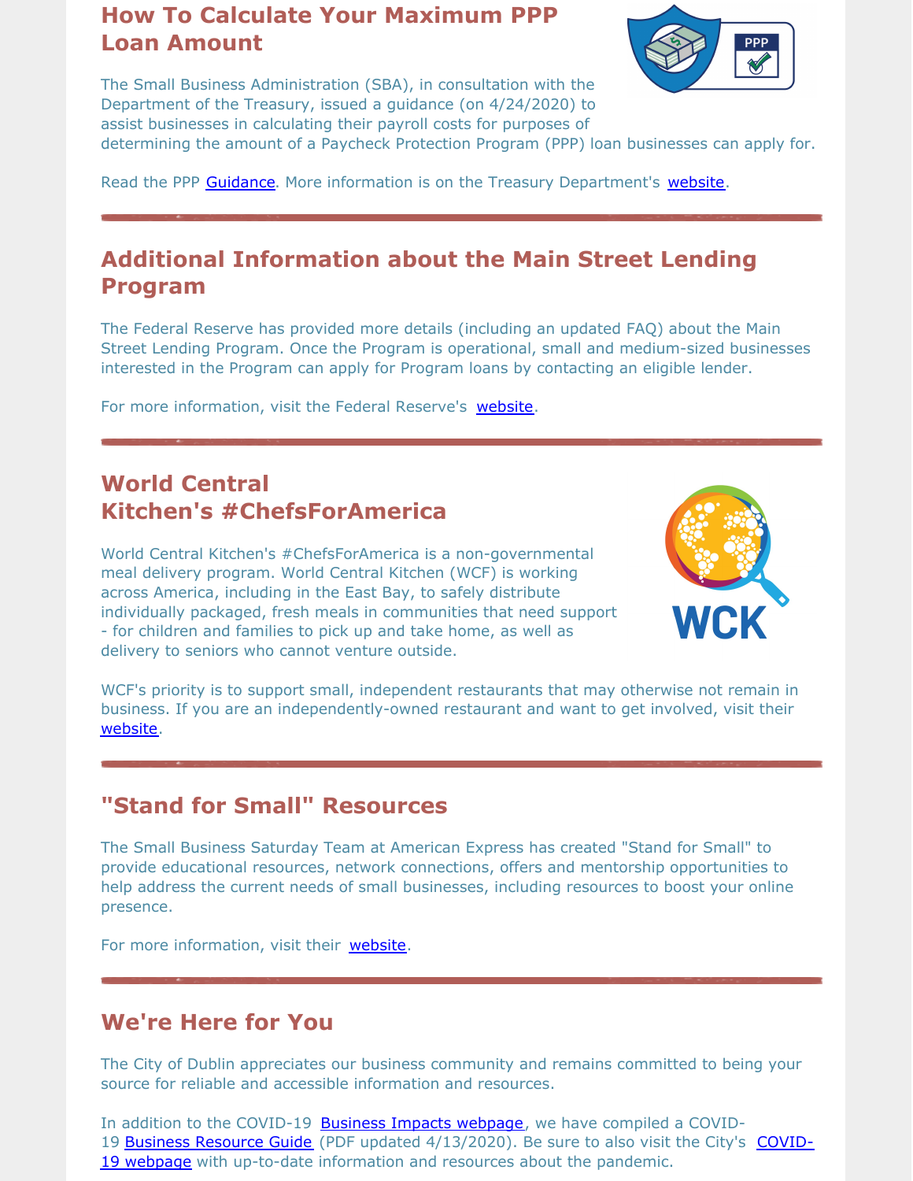## How To Calculate Your Maximum PPP Loan Amount

The Small Business Administration (SBA), in consultation with the Department of the Treasury, issued a guidance (on 4/24/2020) to assist businesses in calculating their payroll costs for purposes of determining the amount of a Paycheck Protection Program (PPP) loan businesses can apply for.

Read the PPP Guidance. More information is on the Treasury Department's website.

---

## Additional Information about the Main Street Lending Program

The Federal Reserve has provided more details (including an updated FAQ) about the Main Street Lending Program. Once the Program is operational, small and medium-sized businesses interested in the Program can apply for Program loans by contacting an eligible lender.

For more information, visit the Federal Reserve's website.

---

## World Central Kitchen's #ChefsForAmerica

World Central Kitchen's #ChefsForAmerica is a non-governmental meal delivery program. World Central Kitchen (WCF) is working across America, including in the East Bay, to safely distribute individually packaged, fresh meals in communities that need support - for children and families to pick up and take home, as well as delivery to seniors who cannot venture outside.

WCF's priority is to support small, independent restaurants that may otherwise not remain in business. If you are an independently-owned restaurant and want to get involved, visit their website.

---

## "Stand for Small" Resources

The Small Business Saturday Team at American Express has created "Stand for Small" to provide educational resources, network connections, offers and mentorship opportunities to help address the current needs of small businesses, including resources to boost your online presence.

For more information, visit their website.

---

## We're Here for You

The City of Dublin appreciates our business community and remains committed to being your source for reliable and accessible information and resources.

In addition to the COVID-19 Business Impacts webpage, we have compiled a COVID-19 Business Resource Guide (PDF updated 4/13/2020). Be sure to also visit the City's COVID-19 webpage with up-to-date information and resources about the pandemic.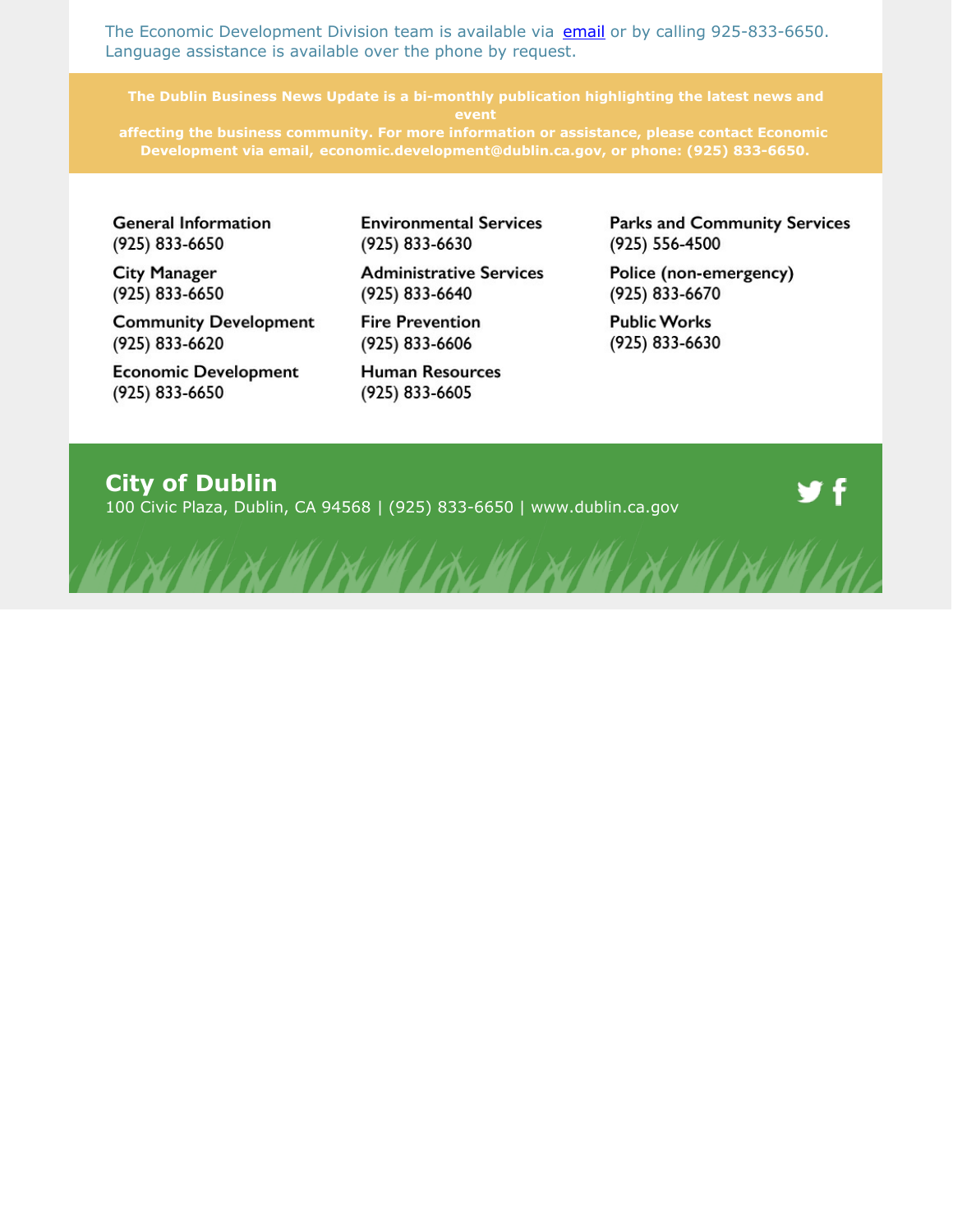The Economic Development Division team is available via email or by calling 925-833-6650. Language assistance is available over the phone by request.

**The Dublin Business News Update is a bi-monthly publication highlighting the latest news and event affecting the business community. For more information or assistance, please contact Economic Development via email, economic.development@dublin.ca.gov, or phone: (925) 833-6650.**

**General Information**
(925) 833-6650

**City Manager**
(925) 833-6650

**Community Development**
(925) 833-6620

**Economic Development**
(925) 833-6650

**Environmental Services**
(925) 833-6630

**Administrative Services**
(925) 833-6640

**Fire Prevention**
(925) 833-6606

**Human Resources**
(925) 833-6605

**Parks and Community Services**
(925) 556-4500

**Police (non-emergency)**
(925) 833-6670

**Public Works**
(925) 833-6630

## City of Dublin

100 Civic Plaza, Dublin, CA 94568 | (925) 833-6650 | www.dublin.ca.gov